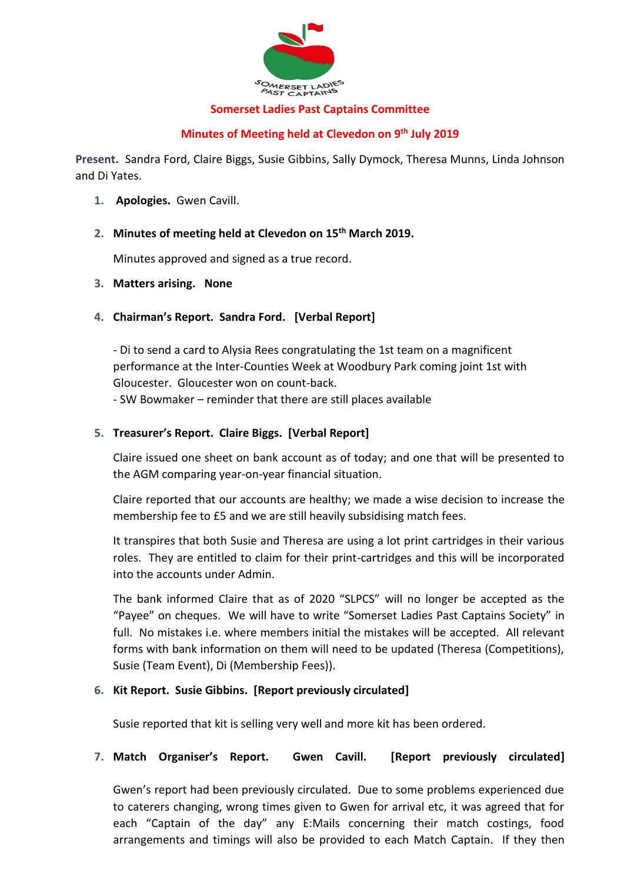SOMERSET LADIES PAST CAPTAINS

# Somerset Ladies Past Captains Committee

## Minutes of Meeting held at Clevedon on 9th July 2019

**Present.** Sandra Ford, Claire Biggs, Susie Gibbins, Sally Dymock, Theresa Munns, Linda Johnson and Di Yates.

1. **Apologies.** Gwen Cavill.

2. **Minutes of meeting held at Clevedon on 15th March 2019.**

   Minutes approved and signed as a true record.

3. **Matters arising. None**

4. **Chairman's Report. Sandra Ford. [Verbal Report]**

   - Di to send a card to Alysia Rees congratulating the 1st team on a magnificent performance at the Inter-Counties Week at Woodbury Park coming joint 1st with Gloucester. Gloucester won on count-back.
   - SW Bowmaker – reminder that there are still places available

5. **Treasurer's Report. Claire Biggs. [Verbal Report]**

   Claire issued one sheet on bank account as of today; and one that will be presented to the AGM comparing year-on-year financial situation.

   Claire reported that our accounts are healthy; we made a wise decision to increase the membership fee to £5 and we are still heavily subsidising match fees.

   It transpires that both Susie and Theresa are using a lot print cartridges in their various roles. They are entitled to claim for their print-cartridges and this will be incorporated into the accounts under Admin.

   The bank informed Claire that as of 2020 "SLPCS" will no longer be accepted as the "Payee" on cheques. We will have to write "Somerset Ladies Past Captains Society" in full. No mistakes i.e. where members initial the mistakes will be accepted. All relevant forms with bank information on them will need to be updated (Theresa (Competitions), Susie (Team Event), Di (Membership Fees)).

6. **Kit Report. Susie Gibbins. [Report previously circulated]**

   Susie reported that kit is selling very well and more kit has been ordered.

7. **Match Organiser's Report. Gwen Cavill. [Report previously circulated]**

   Gwen's report had been previously circulated. Due to some problems experienced due to caterers changing, wrong times given to Gwen for arrival etc, it was agreed that for each "Captain of the day" any E:Mails concerning their match costings, food arrangements and timings will also be provided to each Match Captain. If they then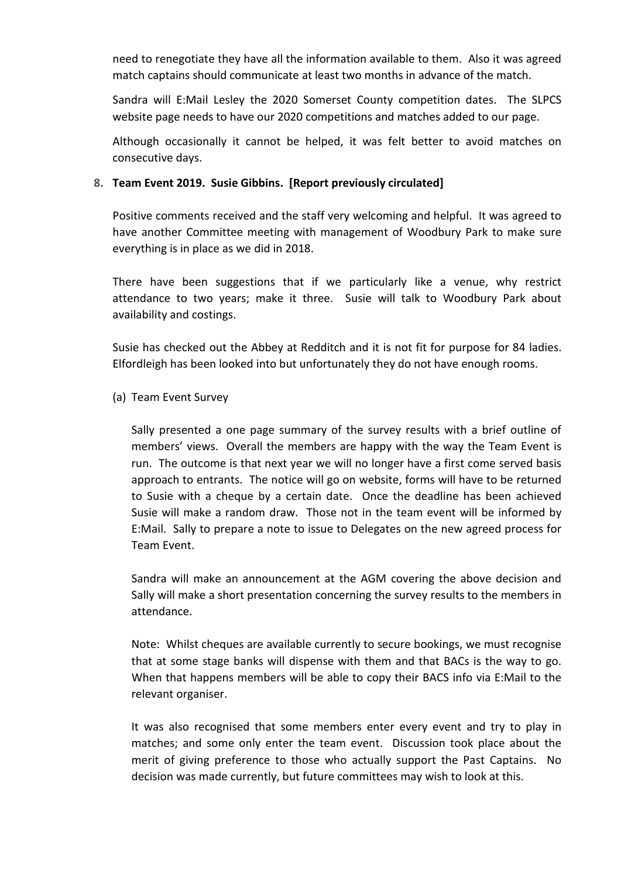need to renegotiate they have all the information available to them. Also it was agreed match captains should communicate at least two months in advance of the match.

Sandra will E:Mail Lesley the 2020 Somerset County competition dates. The SLPCS website page needs to have our 2020 competitions and matches added to our page.

Although occasionally it cannot be helped, it was felt better to avoid matches on consecutive days.

**8. Team Event 2019. Susie Gibbins. [Report previously circulated]**

Positive comments received and the staff very welcoming and helpful. It was agreed to have another Committee meeting with management of Woodbury Park to make sure everything is in place as we did in 2018.

There have been suggestions that if we particularly like a venue, why restrict attendance to two years; make it three. Susie will talk to Woodbury Park about availability and costings.

Susie has checked out the Abbey at Redditch and it is not fit for purpose for 84 ladies. Elfordleigh has been looked into but unfortunately they do not have enough rooms.

(a) Team Event Survey

Sally presented a one page summary of the survey results with a brief outline of members' views. Overall the members are happy with the way the Team Event is run. The outcome is that next year we will no longer have a first come served basis approach to entrants. The notice will go on website, forms will have to be returned to Susie with a cheque by a certain date. Once the deadline has been achieved Susie will make a random draw. Those not in the team event will be informed by E:Mail. Sally to prepare a note to issue to Delegates on the new agreed process for Team Event.

Sandra will make an announcement at the AGM covering the above decision and Sally will make a short presentation concerning the survey results to the members in attendance.

Note: Whilst cheques are available currently to secure bookings, we must recognise that at some stage banks will dispense with them and that BACs is the way to go. When that happens members will be able to copy their BACS info via E:Mail to the relevant organiser.

It was also recognised that some members enter every event and try to play in matches; and some only enter the team event. Discussion took place about the merit of giving preference to those who actually support the Past Captains. No decision was made currently, but future committees may wish to look at this.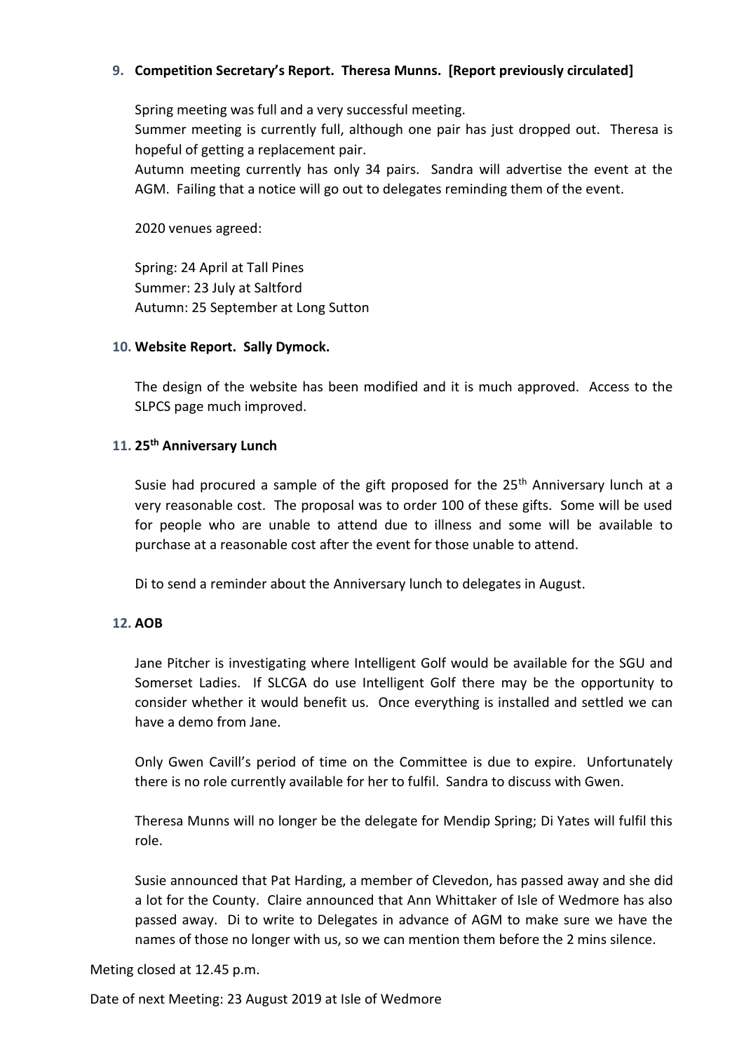**9. Competition Secretary's Report. Theresa Munns. [Report previously circulated]**

Spring meeting was full and a very successful meeting.
Summer meeting is currently full, although one pair has just dropped out. Theresa is hopeful of getting a replacement pair.
Autumn meeting currently has only 34 pairs. Sandra will advertise the event at the AGM. Failing that a notice will go out to delegates reminding them of the event.

2020 venues agreed:

Spring: 24 April at Tall Pines
Summer: 23 July at Saltford
Autumn: 25 September at Long Sutton

**10. Website Report. Sally Dymock.**

The design of the website has been modified and it is much approved. Access to the SLPCS page much improved.

**11. 25th Anniversary Lunch**

Susie had procured a sample of the gift proposed for the 25th Anniversary lunch at a very reasonable cost. The proposal was to order 100 of these gifts. Some will be used for people who are unable to attend due to illness and some will be available to purchase at a reasonable cost after the event for those unable to attend.

Di to send a reminder about the Anniversary lunch to delegates in August.

**12. AOB**

Jane Pitcher is investigating where Intelligent Golf would be available for the SGU and Somerset Ladies. If SLCGA do use Intelligent Golf there may be the opportunity to consider whether it would benefit us. Once everything is installed and settled we can have a demo from Jane.

Only Gwen Cavill's period of time on the Committee is due to expire. Unfortunately there is no role currently available for her to fulfil. Sandra to discuss with Gwen.

Theresa Munns will no longer be the delegate for Mendip Spring; Di Yates will fulfil this role.

Susie announced that Pat Harding, a member of Clevedon, has passed away and she did a lot for the County. Claire announced that Ann Whittaker of Isle of Wedmore has also passed away. Di to write to Delegates in advance of AGM to make sure we have the names of those no longer with us, so we can mention them before the 2 mins silence.

Meting closed at 12.45 p.m.

Date of next Meeting: 23 August 2019 at Isle of Wedmore